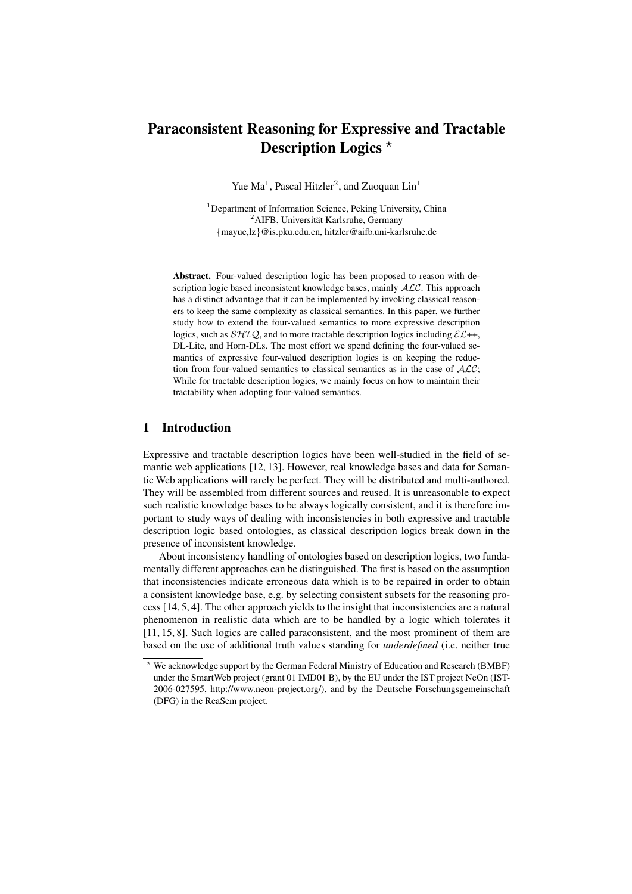# Paraconsistent Reasoning for Expressive and Tractable Description Logics *

Yue Ma[1], Pascal Hitzler[2], and Zuoquan Lin[1]

[1]Department of Information Science, Peking University, China
[2]AIFB, Universität Karlsruhe, Germany
{mayue,lz}@is.pku.edu.cn, hitzler@aifb.uni-karlsruhe.de

**Abstract.** Four-valued description logic has been proposed to reason with description logic based inconsistent knowledge bases, mainly $\mathcal{ALC}$. This approach has a distinct advantage that it can be implemented by invoking classical reasoners to keep the same complexity as classical semantics. In this paper, we further study how to extend the four-valued semantics to more expressive description logics, such as $\mathcal{SHIQ}$, and to more tractable description logics including $\mathcal{EL}$++, DL-Lite, and Horn-DLs. The most effort we spend defining the four-valued semantics of expressive four-valued description logics is on keeping the reduction from four-valued semantics to classical semantics as in the case of $\mathcal{ALC}$; While for tractable description logics, we mainly focus on how to maintain their tractability when adopting four-valued semantics.

## 1 Introduction

Expressive and tractable description logics have been well-studied in the field of semantic web applications [12, 13]. However, real knowledge bases and data for Semantic Web applications will rarely be perfect. They will be distributed and multi-authored. They will be assembled from different sources and reused. It is unreasonable to expect such realistic knowledge bases to be always logically consistent, and it is therefore important to study ways of dealing with inconsistencies in both expressive and tractable description logic based ontologies, as classical description logics break down in the presence of inconsistent knowledge.

About inconsistency handling of ontologies based on description logics, two fundamentally different approaches can be distinguished. The first is based on the assumption that inconsistencies indicate erroneous data which is to be repaired in order to obtain a consistent knowledge base, e.g. by selecting consistent subsets for the reasoning process [14, 5, 4]. The other approach yields to the insight that inconsistencies are a natural phenomenon in realistic data which are to be handled by a logic which tolerates it [11, 15, 8]. Such logics are called paraconsistent, and the most prominent of them are based on the use of additional truth values standing for *underdefined* (i.e. neither true

* We acknowledge support by the German Federal Ministry of Education and Research (BMBF) under the SmartWeb project (grant 01 IMD01 B), by the EU under the IST project NeOn (IST-2006-027595, http://www.neon-project.org/), and by the Deutsche Forschungsgemeinschaft (DFG) in the ReaSem project.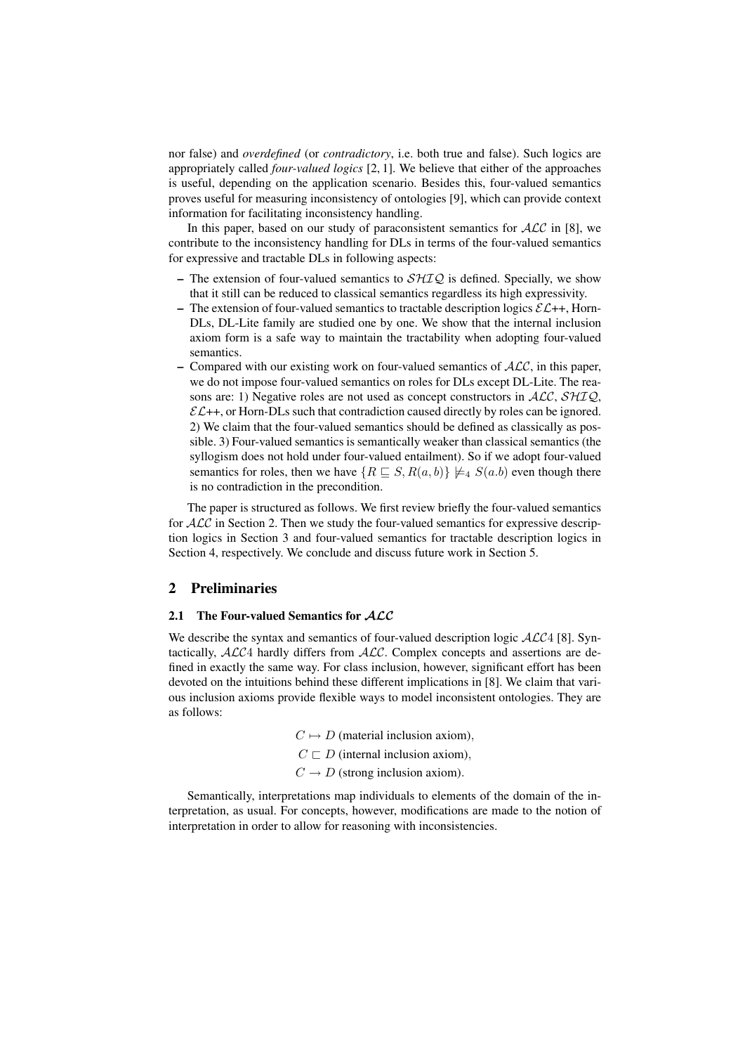nor false) and *overdefined* (or *contradictory*, i.e. both true and false). Such logics are appropriately called *four-valued logics* [2, 1]. We believe that either of the approaches is useful, depending on the application scenario. Besides this, four-valued semantics proves useful for measuring inconsistency of ontologies [9], which can provide context information for facilitating inconsistency handling.

In this paper, based on our study of paraconsistent semantics for $\mathcal{ALC}$ in [8], we contribute to the inconsistency handling for DLs in terms of the four-valued semantics for expressive and tractable DLs in following aspects:

- The extension of four-valued semantics to $\mathcal{SHIQ}$ is defined. Specially, we show that it still can be reduced to classical semantics regardless its high expressivity.
- The extension of four-valued semantics to tractable description logics $\mathcal{EL}$++, Horn-DLs, DL-Lite family are studied one by one. We show that the internal inclusion axiom form is a safe way to maintain the tractability when adopting four-valued semantics.
- Compared with our existing work on four-valued semantics of $\mathcal{ALC}$, in this paper, we do not impose four-valued semantics on roles for DLs except DL-Lite. The reasons are: 1) Negative roles are not used as concept constructors in $\mathcal{ALC}$, $\mathcal{SHIQ}$, $\mathcal{EL}$++, or Horn-DLs such that contradiction caused directly by roles can be ignored. 2) We claim that the four-valued semantics should be defined as classically as possible. 3) Four-valued semantics is semantically weaker than classical semantics (the syllogism does not hold under four-valued entailment). So if we adopt four-valued semantics for roles, then we have $\{R \sqsubseteq S, R(a, b)\} \not\models_4 S(a.b)$ even though there is no contradiction in the precondition.

The paper is structured as follows. We first review briefly the four-valued semantics for $\mathcal{ALC}$ in Section 2. Then we study the four-valued semantics for expressive description logics in Section 3 and four-valued semantics for tractable description logics in Section 4, respectively. We conclude and discuss future work in Section 5.

## 2 Preliminaries

### 2.1 The Four-valued Semantics for $\mathcal{ALC}$

We describe the syntax and semantics of four-valued description logic $\mathcal{ALC}4$ [8]. Syntactically, $\mathcal{ALC}4$ hardly differs from $\mathcal{ALC}$. Complex concepts and assertions are defined in exactly the same way. For class inclusion, however, significant effort has been devoted on the intuitions behind these different implications in [8]. We claim that various inclusion axioms provide flexible ways to model inconsistent ontologies. They are as follows:

$$C \mapsto D \text{ (material inclusion axiom)},$$

$$C \sqsubset D \text{ (internal inclusion axiom)},$$

$$C \rightarrow D \text{ (strong inclusion axiom)}.$$

Semantically, interpretations map individuals to elements of the domain of the interpretation, as usual. For concepts, however, modifications are made to the notion of interpretation in order to allow for reasoning with inconsistencies.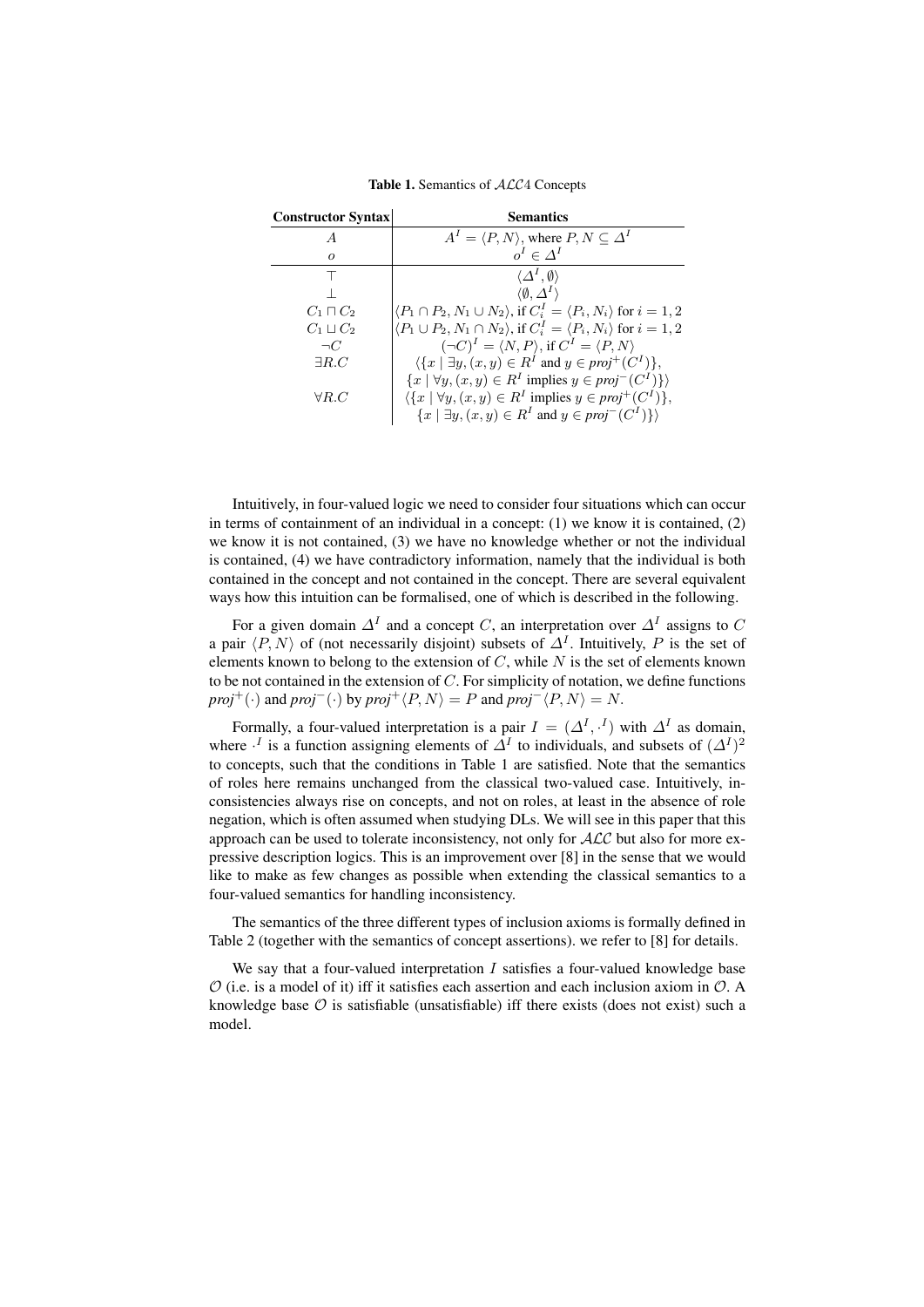**Table 1.** Semantics of $\mathcal{ALC}4$ Concepts

| Constructor Syntax | Semantics |
|---|---|
| $A$ | $A^I = \langle P, N \rangle$, where $P, N \subseteq \Delta^I$ |
| $o$ | $o^I \in \Delta^I$ |
| $\top$ | $\langle \Delta^I, \emptyset \rangle$ |
| $\bot$ | $\langle \emptyset, \Delta^I \rangle$ |
| $C_1 \sqcap C_2$ | $\langle P_1 \cap P_2, N_1 \cup N_2 \rangle$, if $C_i^I = \langle P_i, N_i \rangle$ for $i = 1, 2$ |
| $C_1 \sqcup C_2$ | $\langle P_1 \cup P_2, N_1 \cap N_2 \rangle$, if $C_i^I = \langle P_i, N_i \rangle$ for $i = 1, 2$ |
| $\neg C$ | $(\neg C)^I = \langle N, P \rangle$, if $C^I = \langle P, N \rangle$ |
| $\exists R.C$ | $\langle \{x \mid \exists y, (x, y) \in R^I \text{ and } y \in proj^+(C^I)\}$, $\{x \mid \forall y, (x, y) \in R^I \text{ implies } y \in proj^-(C^I)\} \rangle$ |
| $\forall R.C$ | $\langle \{x \mid \forall y, (x, y) \in R^I \text{ implies } y \in proj^+(C^I)\}$, $\{x \mid \exists y, (x, y) \in R^I \text{ and } y \in proj^-(C^I)\} \rangle$ |

Intuitively, in four-valued logic we need to consider four situations which can occur in terms of containment of an individual in a concept: (1) we know it is contained, (2) we know it is not contained, (3) we have no knowledge whether or not the individual is contained, (4) we have contradictory information, namely that the individual is both contained in the concept and not contained in the concept. There are several equivalent ways how this intuition can be formalised, one of which is described in the following.

For a given domain $\Delta^I$ and a concept $C$, an interpretation over $\Delta^I$ assigns to $C$ a pair $\langle P, N \rangle$ of (not necessarily disjoint) subsets of $\Delta^I$. Intuitively, $P$ is the set of elements known to belong to the extension of $C$, while $N$ is the set of elements known to be not contained in the extension of $C$. For simplicity of notation, we define functions $proj^+(\cdot)$ and $proj^-(\cdot)$ by $proj^+\langle P, N \rangle = P$ and $proj^-\langle P, N \rangle = N$.

Formally, a four-valued interpretation is a pair $I = (\Delta^I, \cdot^I)$ with $\Delta^I$ as domain, where $\cdot^I$ is a function assigning elements of $\Delta^I$ to individuals, and subsets of $(\Delta^I)^2$ to concepts, such that the conditions in Table 1 are satisfied. Note that the semantics of roles here remains unchanged from the classical two-valued case. Intuitively, inconsistencies always rise on concepts, and not on roles, at least in the absence of role negation, which is often assumed when studying DLs. We will see in this paper that this approach can be used to tolerate inconsistency, not only for $\mathcal{ALC}$ but also for more expressive description logics. This is an improvement over [8] in the sense that we would like to make as few changes as possible when extending the classical semantics to a four-valued semantics for handling inconsistency.

The semantics of the three different types of inclusion axioms is formally defined in Table 2 (together with the semantics of concept assertions). we refer to [8] for details.

We say that a four-valued interpretation $I$ satisfies a four-valued knowledge base $\mathcal{O}$ (i.e. is a model of it) iff it satisfies each assertion and each inclusion axiom in $\mathcal{O}$. A knowledge base $\mathcal{O}$ is satisfiable (unsatisfiable) iff there exists (does not exist) such a model.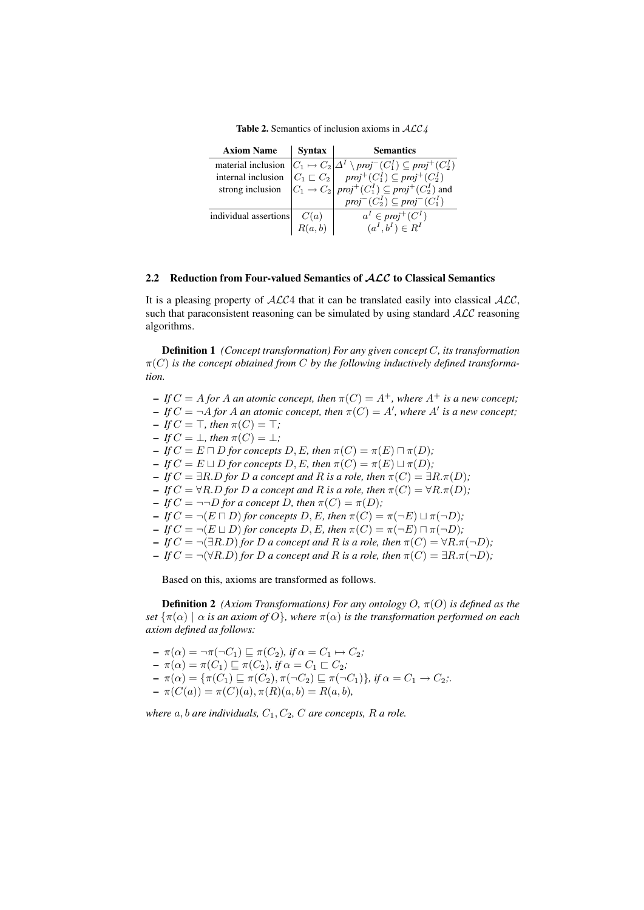**Table 2.** Semantics of inclusion axioms in $\mathcal{ALC}4$

| Axiom Name | Syntax | Semantics |
|---|---|---|
| material inclusion | $C_1 \mapsto C_2$ | $\Delta^I \setminus proj^-(C_1^I) \subseteq proj^+(C_2^I)$ |
| internal inclusion | $C_1 \sqsubset C_2$ | $proj^+(C_1^I) \subseteq proj^+(C_2^I)$ |
| strong inclusion | $C_1 \rightarrow C_2$ | $proj^+(C_1^I) \subseteq proj^+(C_2^I)$ and $proj^-(C_2^I) \subseteq proj^-(C_1^I)$ |
| individual assertions | $C(a)$ | $a^I \in proj^+(C^I)$ |
| | $R(a,b)$ | $(a^I, b^I) \in R^I$ |

### 2.2 Reduction from Four-valued Semantics of $\mathcal{ALC}$ to Classical Semantics

It is a pleasing property of $\mathcal{ALC}4$ that it can be translated easily into classical $\mathcal{ALC}$, such that paraconsistent reasoning can be simulated by using standard $\mathcal{ALC}$ reasoning algorithms.

**Definition 1** *(Concept transformation) For any given concept $C$, its transformation $\pi(C)$ is the concept obtained from $C$ by the following inductively defined transformation.*

- *If $C = A$ for $A$ an atomic concept, then $\pi(C) = A^+$, where $A^+$ is a new concept;*
- *If $C = \neg A$ for $A$ an atomic concept, then $\pi(C) = A'$, where $A'$ is a new concept;*
- *If $C = \top$, then $\pi(C) = \top$;*
- *If $C = \bot$, then $\pi(C) = \bot$;*
- *If $C = E \sqcap D$ for concepts $D, E$, then $\pi(C) = \pi(E) \sqcap \pi(D)$;*
- *If $C = E \sqcup D$ for concepts $D, E$, then $\pi(C) = \pi(E) \sqcup \pi(D)$;*
- *If $C = \exists R.D$ for $D$ a concept and $R$ is a role, then $\pi(C) = \exists R.\pi(D)$;*
- *If $C = \forall R.D$ for $D$ a concept and $R$ is a role, then $\pi(C) = \forall R.\pi(D)$;*
- *If $C = \neg\neg D$ for a concept $D$, then $\pi(C) = \pi(D)$;*
- *If $C = \neg(E \sqcap D)$ for concepts $D, E$, then $\pi(C) = \pi(\neg E) \sqcup \pi(\neg D)$;*
- *If $C = \neg(E \sqcup D)$ for concepts $D, E$, then $\pi(C) = \pi(\neg E) \sqcap \pi(\neg D)$;*
- *If $C = \neg(\exists R.D)$ for $D$ a concept and $R$ is a role, then $\pi(C) = \forall R.\pi(\neg D)$;*
- *If $C = \neg(\forall R.D)$ for $D$ a concept and $R$ is a role, then $\pi(C) = \exists R.\pi(\neg D)$;*

Based on this, axioms are transformed as follows.

**Definition 2** *(Axiom Transformations) For any ontology $O$, $\pi(O)$ is defined as the set $\{\pi(\alpha) \mid \alpha$ is an axiom of $O\}$, where $\pi(\alpha)$ is the transformation performed on each axiom defined as follows:*

- *$\pi(\alpha) = \neg\pi(\neg C_1) \sqsubseteq \pi(C_2)$, if $\alpha = C_1 \mapsto C_2$;*
- *$\pi(\alpha) = \pi(C_1) \sqsubseteq \pi(C_2)$, if $\alpha = C_1 \sqsubset C_2$;*
- *$\pi(\alpha) = \{\pi(C_1) \sqsubseteq \pi(C_2), \pi(\neg C_2) \sqsubseteq \pi(\neg C_1)\}$, if $\alpha = C_1 \rightarrow C_2$;.*
- *$\pi(C(a)) = \pi(C)(a), \pi(R)(a,b) = R(a,b)$,*

*where $a, b$ are individuals, $C_1, C_2$, $C$ are concepts, $R$ a role.*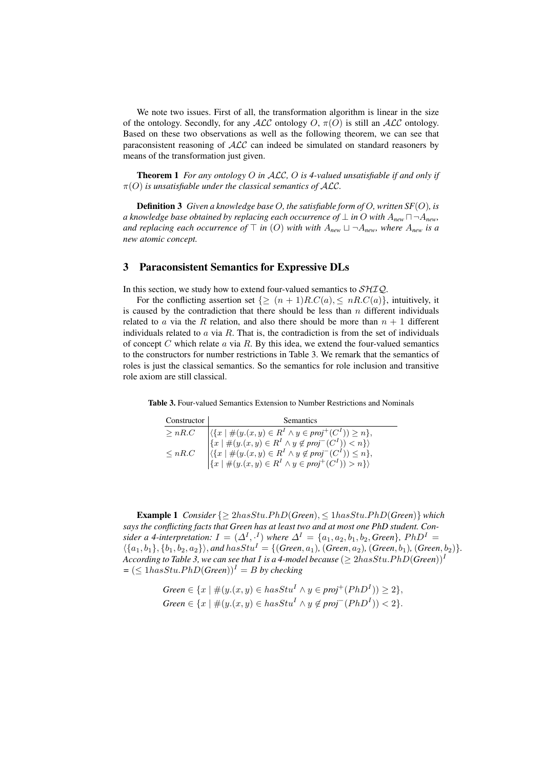We note two issues. First of all, the transformation algorithm is linear in the size of the ontology. Secondly, for any $\mathcal{ALC}$ ontology $O$, $\pi(O)$ is still an $\mathcal{ALC}$ ontology. Based on these two observations as well as the following theorem, we can see that paraconsistent reasoning of $\mathcal{ALC}$ can indeed be simulated on standard reasoners by means of the transformation just given.

**Theorem 1** *For any ontology $O$ in $\mathcal{ALC}$, $O$ is 4-valued unsatisfiable if and only if $\pi(O)$ is unsatisfiable under the classical semantics of $\mathcal{ALC}$.*

**Definition 3** *Given a knowledge base $O$, the satisfiable form of $O$, written $SF(O)$, is a knowledge base obtained by replacing each occurrence of $\bot$ in $O$ with $A_{new} \sqcap \neg A_{new}$, and replacing each occurrence of $\top$ in $(O)$ with with $A_{new} \sqcup \neg A_{new}$, where $A_{new}$ is a new atomic concept.*

## 3 Paraconsistent Semantics for Expressive DLs

In this section, we study how to extend four-valued semantics to $\mathcal{SHIQ}$.

For the conflicting assertion set $\{\geq (n+1)R.C(a), \leq nR.C(a)\}$, intuitively, it is caused by the contradiction that there should be less than $n$ different individuals related to $a$ via the $R$ relation, and also there should be more than $n+1$ different individuals related to $a$ via $R$. That is, the contradiction is from the set of individuals of concept $C$ which relate $a$ via $R$. By this idea, we extend the four-valued semantics to the constructors for number restrictions in Table 3. We remark that the semantics of roles is just the classical semantics. So the semantics for role inclusion and transitive role axiom are still classical.

**Table 3.** Four-valued Semantics Extension to Number Restrictions and Nominals

| Constructor | Semantics |
|---|---|
| $\geq nR.C$ | $\langle\{x \mid \#(y.(x,y) \in R^I \wedge y \in \mathit{proj}^+(C^I)) \geq n\},$ $\{x \mid \#(y.(x,y) \in R^I \wedge y \notin \mathit{proj}^-(C^I)) < n\}\rangle$ |
| $\leq nR.C$ | $\langle\{x \mid \#(y.(x,y) \in R^I \wedge y \notin \mathit{proj}^-(C^I)) \leq n\},$ $\{x \mid \#(y.(x,y) \in R^I \wedge y \in \mathit{proj}^+(C^I)) > n\}\rangle$ |

**Example 1** *Consider $\{\geq 2hasStu.PhD(\mathit{Green}), \leq 1hasStu.PhD(\mathit{Green})\}$ which says the conflicting facts that Green has at least two and at most one PhD student. Consider a 4-interpretation: $I = (\Delta^I, \cdot^I)$ where $\Delta^I = \{a_1, a_2, b_1, b_2, \mathit{Green}\}$, $PhD^I = \langle\{a_1, b_1\}, \{b_1, b_2, a_2\}\rangle$, and $hasStu^I = \{(\mathit{Green}, a_1), (\mathit{Green}, a_2), (\mathit{Green}, b_1), (\mathit{Green}, b_2)\}$. According to Table 3, we can see that $I$ is a 4-model because $(\geq 2hasStu.PhD(\mathit{Green}))^I = (\leq 1hasStu.PhD(\mathit{Green}))^I = B$ by checking*

$$\mathit{Green} \in \{x \mid \#(y.(x,y) \in hasStu^I \wedge y \in \mathit{proj}^+(PhD^I)) \geq 2\},$$
$$\mathit{Green} \in \{x \mid \#(y.(x,y) \in hasStu^I \wedge y \notin \mathit{proj}^-(PhD^I)) < 2\}.$$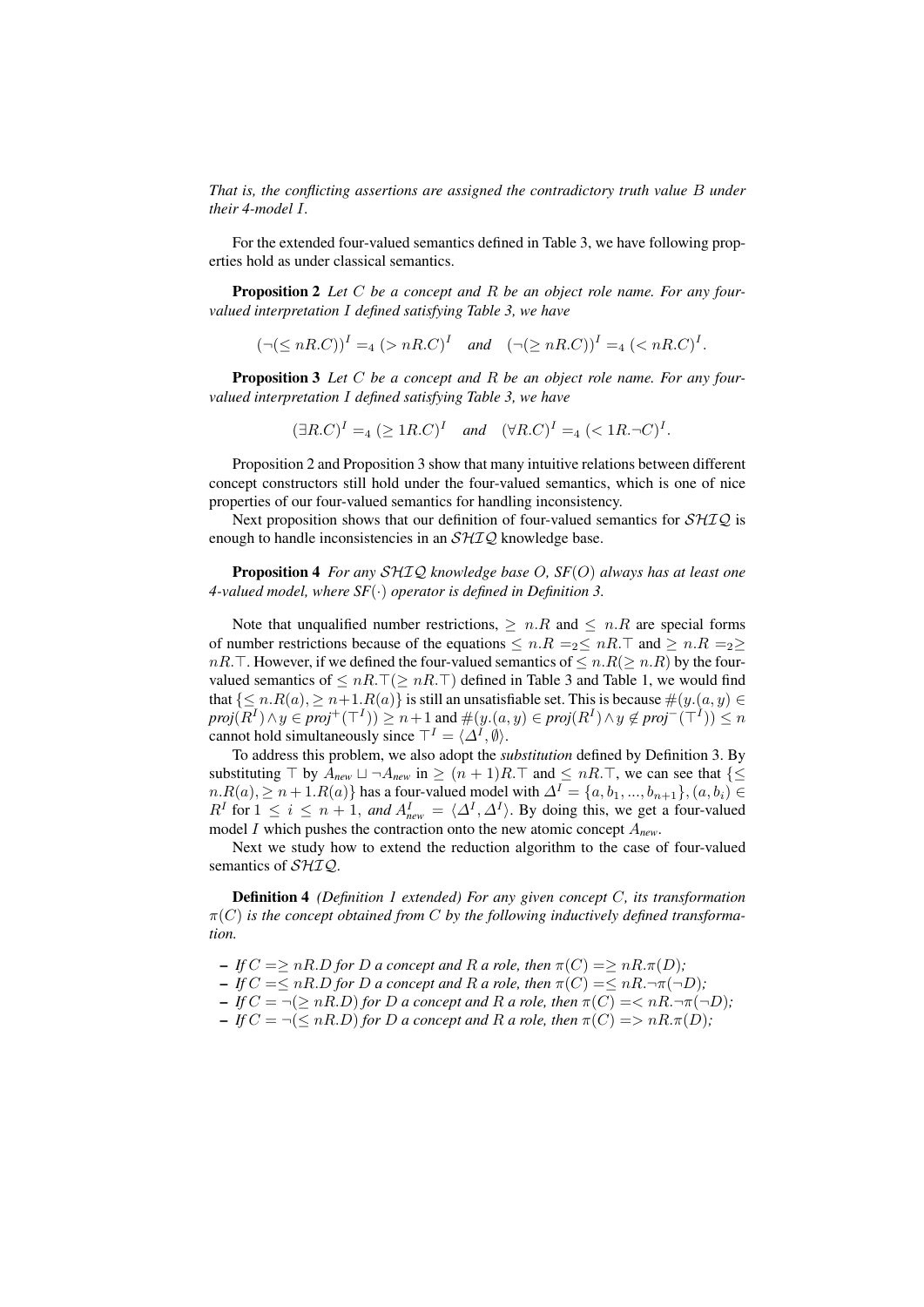*That is, the conflicting assertions are assigned the contradictory truth value $B$ under their 4-model $I$.*

For the extended four-valued semantics defined in Table 3, we have following properties hold as under classical semantics.

**Proposition 2** *Let $C$ be a concept and $R$ be an object role name. For any four-valued interpretation $I$ defined satisfying Table 3, we have*

$$(\neg(\leq nR.C))^I =_4 (> nR.C)^I \quad \textit{and} \quad (\neg(\geq nR.C))^I =_4 (< nR.C)^I.$$

**Proposition 3** *Let $C$ be a concept and $R$ be an object role name. For any four-valued interpretation $I$ defined satisfying Table 3, we have*

$$(\exists R.C)^I =_4 (\geq 1R.C)^I \quad \textit{and} \quad (\forall R.C)^I =_4 (< 1R.\neg C)^I.$$

Proposition 2 and Proposition 3 show that many intuitive relations between different concept constructors still hold under the four-valued semantics, which is one of nice properties of our four-valued semantics for handling inconsistency.

Next proposition shows that our definition of four-valued semantics for $\mathcal{SHIQ}$ is enough to handle inconsistencies in an $\mathcal{SHIQ}$ knowledge base.

**Proposition 4** *For any $\mathcal{SHIQ}$ knowledge base $O$, $SF(O)$ always has at least one 4-valued model, where $SF(\cdot)$ operator is defined in Definition 3.*

Note that unqualified number restrictions, $\geq n.R$ and $\leq n.R$ are special forms of number restrictions because of the equations $\leq n.R =_2 \leq nR.\top$ and $\geq n.R =_2 \geq nR.\top$. However, if we defined the four-valued semantics of $\leq n.R (\geq n.R)$ by the four-valued semantics of $\leq nR.\top (\geq nR.\top)$ defined in Table 3 and Table 1, we would find that $\{\leq n.R(a), \geq n+1.R(a)\}$ is still an unsatisfiable set. This is because $\#(y.(a, y) \in proj(R^I) \wedge y \in proj^+(\top^I)) \geq n+1$ and $\#(y.(a, y) \in proj(R^I) \wedge y \notin proj^-(\top^I)) \leq n$ cannot hold simultaneously since $\top^I = \langle \Delta^I, \emptyset \rangle$.

To address this problem, we also adopt the *substitution* defined by Definition 3. By substituting $\top$ by $A_{new} \sqcup \neg A_{new}$ in $\geq (n+1)R.\top$ and $\leq nR.\top$, we can see that $\{\leq n.R(a), \geq n+1.R(a)\}$ has a four-valued model with $\Delta^I = \{a, b_1, ..., b_{n+1}\}, (a, b_i) \in R^I$ for $1 \leq i \leq n+1$, *and* $A^I_{new} = \langle \Delta^I, \Delta^I \rangle$. By doing this, we get a four-valued model $I$ which pushes the contraction onto the new atomic concept $A_{new}$.

Next we study how to extend the reduction algorithm to the case of four-valued semantics of $\mathcal{SHIQ}$.

**Definition 4** *(Definition 1 extended) For any given concept $C$, its transformation $\pi(C)$ is the concept obtained from $C$ by the following inductively defined transformation.*

- *If $C = \geq nR.D$ for $D$ a concept and $R$ a role, then $\pi(C) = \geq nR.\pi(D)$;*
- *If $C = \leq nR.D$ for $D$ a concept and $R$ a role, then $\pi(C) = \leq nR.\neg\pi(\neg D)$;*
- *If $C = \neg(\geq nR.D)$ for $D$ a concept and $R$ a role, then $\pi(C) = < nR.\neg\pi(\neg D)$;*
- *If $C = \neg(\leq nR.D)$ for $D$ a concept and $R$ a role, then $\pi(C) = > nR.\pi(D)$;*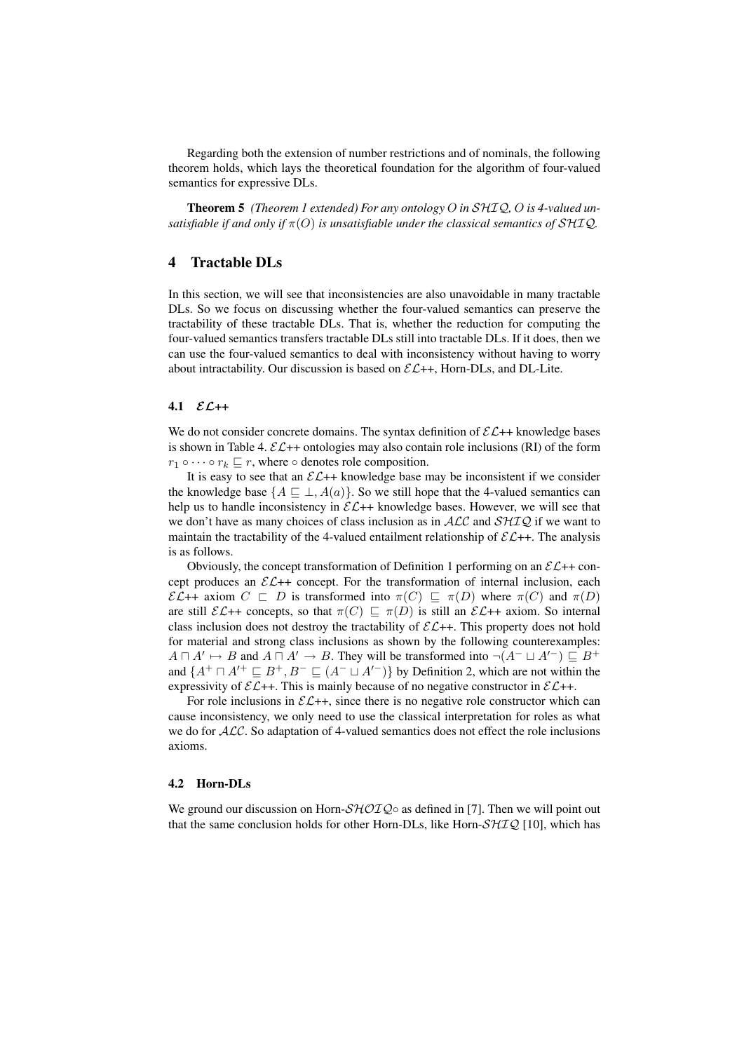Regarding both the extension of number restrictions and of nominals, the following theorem holds, which lays the theoretical foundation for the algorithm of four-valued semantics for expressive DLs.

**Theorem 5** *(Theorem 1 extended) For any ontology $O$ in $\mathcal{SHIQ}$, $O$ is 4-valued unsatisfiable if and only if $\pi(O)$ is unsatisfiable under the classical semantics of $\mathcal{SHIQ}$.*

## 4 Tractable DLs

In this section, we will see that inconsistencies are also unavoidable in many tractable DLs. So we focus on discussing whether the four-valued semantics can preserve the tractability of these tractable DLs. That is, whether the reduction for computing the four-valued semantics transfers tractable DLs still into tractable DLs. If it does, then we can use the four-valued semantics to deal with inconsistency without having to worry about intractability. Our discussion is based on $\mathcal{EL}$++, Horn-DLs, and DL-Lite.

### 4.1 $\mathcal{EL}$++

We do not consider concrete domains. The syntax definition of $\mathcal{EL}$++ knowledge bases is shown in Table 4. $\mathcal{EL}$++ ontologies may also contain role inclusions (RI) of the form $r_1 \circ \cdots \circ r_k \sqsubseteq r$, where $\circ$ denotes role composition.

It is easy to see that an $\mathcal{EL}$++ knowledge base may be inconsistent if we consider the knowledge base $\{A \sqsubseteq \bot, A(a)\}$. So we still hope that the 4-valued semantics can help us to handle inconsistency in $\mathcal{EL}$++ knowledge bases. However, we will see that we don't have as many choices of class inclusion as in $\mathcal{ALC}$ and $\mathcal{SHIQ}$ if we want to maintain the tractability of the 4-valued entailment relationship of $\mathcal{EL}$++. The analysis is as follows.

Obviously, the concept transformation of Definition 1 performing on an $\mathcal{EL}$++ concept produces an $\mathcal{EL}$++ concept. For the transformation of internal inclusion, each $\mathcal{EL}$++ axiom $C \sqsubset D$ is transformed into $\pi(C) \sqsubseteq \pi(D)$ where $\pi(C)$ and $\pi(D)$ are still $\mathcal{EL}$++ concepts, so that $\pi(C) \sqsubseteq \pi(D)$ is still an $\mathcal{EL}$++ axiom. So internal class inclusion does not destroy the tractability of $\mathcal{EL}$++. This property does not hold for material and strong class inclusions as shown by the following counterexamples: $A \sqcap A' \mapsto B$ and $A \sqcap A' \rightarrow B$. They will be transformed into $\neg(A^- \sqcup A'^-) \sqsubseteq B^+$ and $\{A^+ \sqcap A'^+ \sqsubseteq B^+, B^- \sqsubseteq (A^- \sqcup A'^-)\}$ by Definition 2, which are not within the expressivity of $\mathcal{EL}$++. This is mainly because of no negative constructor in $\mathcal{EL}$++.

For role inclusions in $\mathcal{EL}$++, since there is no negative role constructor which can cause inconsistency, we only need to use the classical interpretation for roles as what we do for $\mathcal{ALC}$. So adaptation of 4-valued semantics does not effect the role inclusions axioms.

### 4.2 Horn-DLs

We ground our discussion on Horn-$\mathcal{SHOIQ}\circ$ as defined in [7]. Then we will point out that the same conclusion holds for other Horn-DLs, like Horn-$\mathcal{SHIQ}$ [10], which has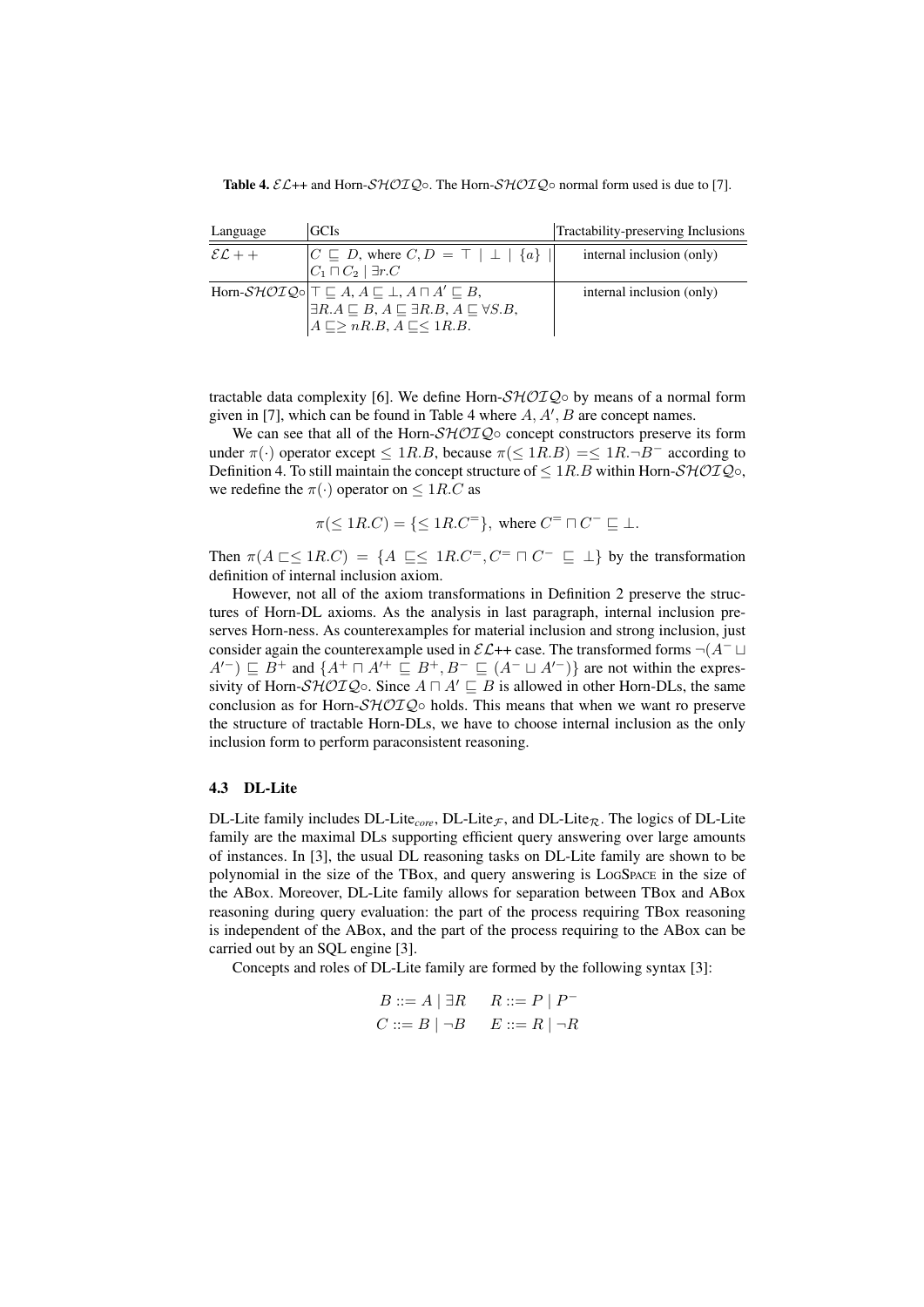**Table 4.** $\mathcal{EL}$++ and Horn-$\mathcal{SHOIQ}\circ$. The Horn-$\mathcal{SHOIQ}\circ$ normal form used is due to [7].

| Language | GCIs | Tractability-preserving Inclusions |
|---|---|---|
| $\mathcal{EL}++$ | $C \sqsubseteq D$, where $C, D = \top \mid \bot \mid \{a\} \mid C_1 \sqcap C_2 \mid \exists r.C$ | internal inclusion (only) |
| Horn-$\mathcal{SHOIQ}\circ$ | $\top \sqsubseteq A$, $A \sqsubseteq \bot$, $A \sqcap A' \sqsubseteq B$, $\exists R.A \sqsubseteq B$, $A \sqsubseteq \exists R.B$, $A \sqsubseteq \forall S.B$, $A \sqsubseteq \geq nR.B$, $A \sqsubseteq \leq 1R.B$. | internal inclusion (only) |

tractable data complexity [6]. We define Horn-$\mathcal{SHOIQ}\circ$ by means of a normal form given in [7], which can be found in Table 4 where $A, A', B$ are concept names.

We can see that all of the Horn-$\mathcal{SHOIQ}\circ$ concept constructors preserve its form under $\pi(\cdot)$ operator except $\leq 1R.B$, because $\pi(\leq 1R.B) = \leq 1R.\neg B^-$ according to Definition 4. To still maintain the concept structure of $\leq 1R.B$ within Horn-$\mathcal{SHOIQ}\circ$, we redefine the $\pi(\cdot)$ operator on $\leq 1R.C$ as

$$\pi(\leq 1R.C) = \{\leq 1R.C^=\}, \text{ where } C^= \sqcap C^- \sqsubseteq \bot.$$

Then $\pi(A \sqsubset \leq 1R.C) = \{A \sqsubseteq \leq 1R.C^=, C^= \sqcap C^- \sqsubseteq \bot\}$ by the transformation definition of internal inclusion axiom.

However, not all of the axiom transformations in Definition 2 preserve the structures of Horn-DL axioms. As the analysis in last paragraph, internal inclusion preserves Horn-ness. As counterexamples for material inclusion and strong inclusion, just consider again the counterexample used in $\mathcal{EL}$++ case. The transformed forms $\neg(A^- \sqcup A'^-) \sqsubseteq B^+$ and $\{A^+ \sqcap A'^+ \sqsubseteq B^+, B^- \sqsubseteq (A^- \sqcup A'^-)\}$ are not within the expressivity of Horn-$\mathcal{SHOIQ}\circ$. Since $A \sqcap A' \sqsubseteq B$ is allowed in other Horn-DLs, the same conclusion as for Horn-$\mathcal{SHOIQ}\circ$ holds. This means that when we want ro preserve the structure of tractable Horn-DLs, we have to choose internal inclusion as the only inclusion form to perform paraconsistent reasoning.

### 4.3 DL-Lite

DL-Lite family includes DL-Lite$_{core}$, DL-Lite$_{\mathcal{F}}$, and DL-Lite$_{\mathcal{R}}$. The logics of DL-Lite family are the maximal DLs supporting efficient query answering over large amounts of instances. In [3], the usual DL reasoning tasks on DL-Lite family are shown to be polynomial in the size of the TBox, and query answering is LogSpace in the size of the ABox. Moreover, DL-Lite family allows for separation between TBox and ABox reasoning during query evaluation: the part of the process requiring TBox reasoning is independent of the ABox, and the part of the process requiring to the ABox can be carried out by an SQL engine [3].

Concepts and roles of DL-Lite family are formed by the following syntax [3]:

$$B ::= A \mid \exists R \qquad R ::= P \mid P^-$$
$$C ::= B \mid \neg B \qquad E ::= R \mid \neg R$$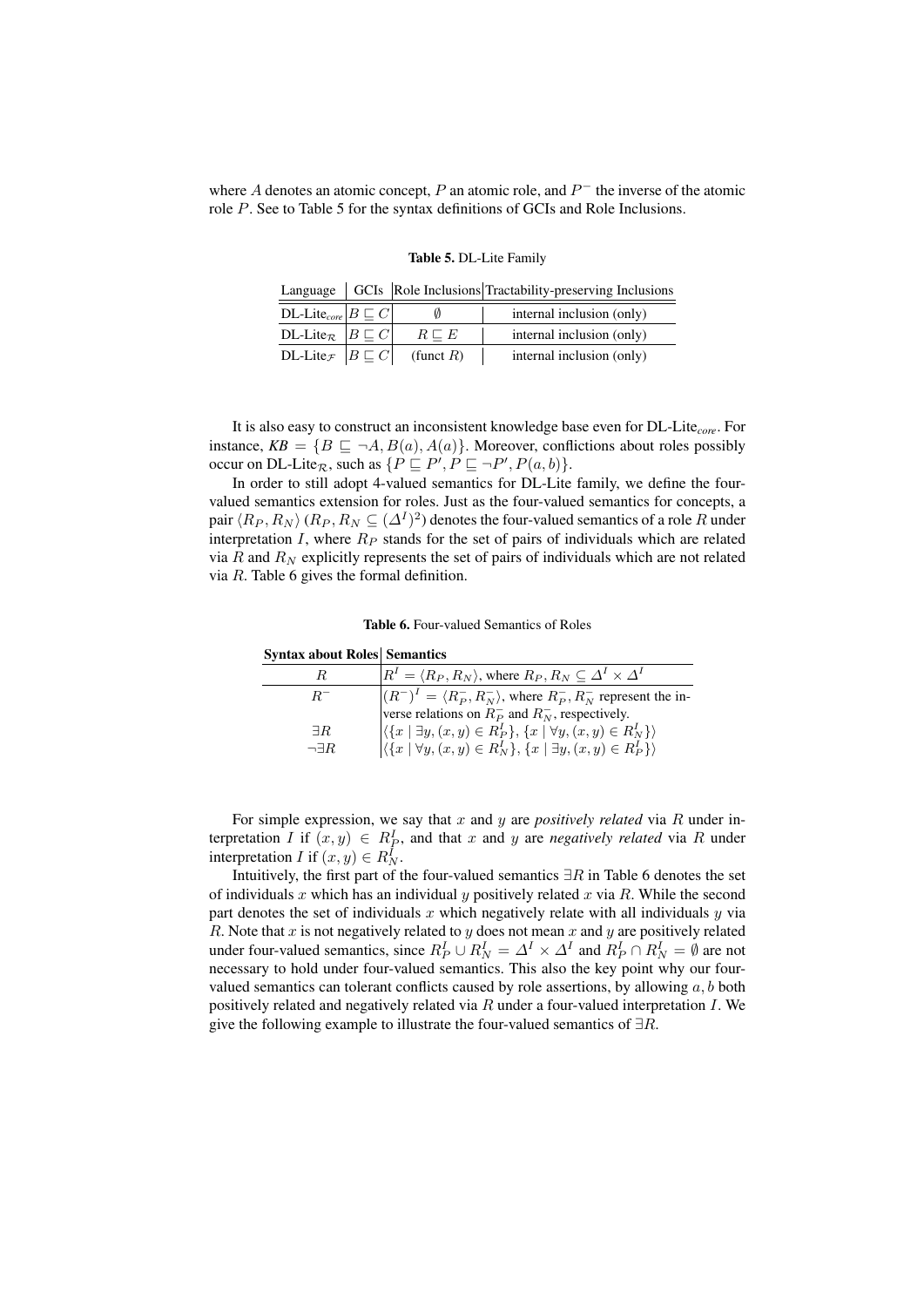where $A$ denotes an atomic concept, $P$ an atomic role, and $P^-$ the inverse of the atomic role $P$. See to Table 5 for the syntax definitions of GCIs and Role Inclusions.

**Table 5.** DL-Lite Family

| Language | GCIs | Role Inclusions | Tractability-preserving Inclusions |
|---|---|---|---|
| DL-Lite$_{core}$ | $B \sqsubseteq C$ | $\emptyset$ | internal inclusion (only) |
| DL-Lite$_{\mathcal{R}}$ | $B \sqsubseteq C$ | $R \sqsubseteq E$ | internal inclusion (only) |
| DL-Lite$_{\mathcal{F}}$ | $B \sqsubseteq C$ | (funct $R$) | internal inclusion (only) |

It is also easy to construct an inconsistent knowledge base even for DL-Lite$_{core}$. For instance, $KB = \{B \sqsubseteq \neg A, B(a), A(a)\}$. Moreover, conflictions about roles possibly occur on DL-Lite$_{\mathcal{R}}$, such as $\{P \sqsubseteq P', P \sqsubseteq \neg P', P(a, b)\}$.

In order to still adopt 4-valued semantics for DL-Lite family, we define the four-valued semantics extension for roles. Just as the four-valued semantics for concepts, a pair $\langle R_P, R_N \rangle$ ($R_P, R_N \subseteq (\Delta^I)^2$) denotes the four-valued semantics of a role $R$ under interpretation $I$, where $R_P$ stands for the set of pairs of individuals which are related via $R$ and $R_N$ explicitly represents the set of pairs of individuals which are not related via $R$. Table 6 gives the formal definition.

**Table 6.** Four-valued Semantics of Roles

| Syntax about Roles | Semantics |
|---|---|
| $R$ | $R^I = \langle R_P, R_N \rangle$, where $R_P, R_N \subseteq \Delta^I \times \Delta^I$ |
| $R^-$ | $(R^-)^I = \langle R_P^-, R_N^- \rangle$, where $R_P^-, R_N^-$ represent the inverse relations on $R_P$ and $R_N$, respectively. |
| $\exists R$ | $\langle \{x \mid \exists y, (x, y) \in R_P^I\}, \{x \mid \forall y, (x, y) \in R_N^I\} \rangle$ |
| $\neg \exists R$ | $\langle \{x \mid \forall y, (x, y) \in R_N^I\}, \{x \mid \exists y, (x, y) \in R_P^I\} \rangle$ |

For simple expression, we say that $x$ and $y$ are *positively related* via $R$ under interpretation $I$ if $(x, y) \in R_P^I$, and that $x$ and $y$ are *negatively related* via $R$ under interpretation $I$ if $(x, y) \in R_N^I$.

Intuitively, the first part of the four-valued semantics $\exists R$ in Table 6 denotes the set of individuals $x$ which has an individual $y$ positively related $x$ via $R$. While the second part denotes the set of individuals $x$ which negatively relate with all individuals $y$ via $R$. Note that $x$ is not negatively related to $y$ does not mean $x$ and $y$ are positively related under four-valued semantics, since $R_P^I \cup R_N^I = \Delta^I \times \Delta^I$ and $R_P^I \cap R_N^I = \emptyset$ are not necessary to hold under four-valued semantics. This also the key point why our four-valued semantics can tolerant conflicts caused by role assertions, by allowing $a, b$ both positively related and negatively related via $R$ under a four-valued interpretation $I$. We give the following example to illustrate the four-valued semantics of $\exists R$.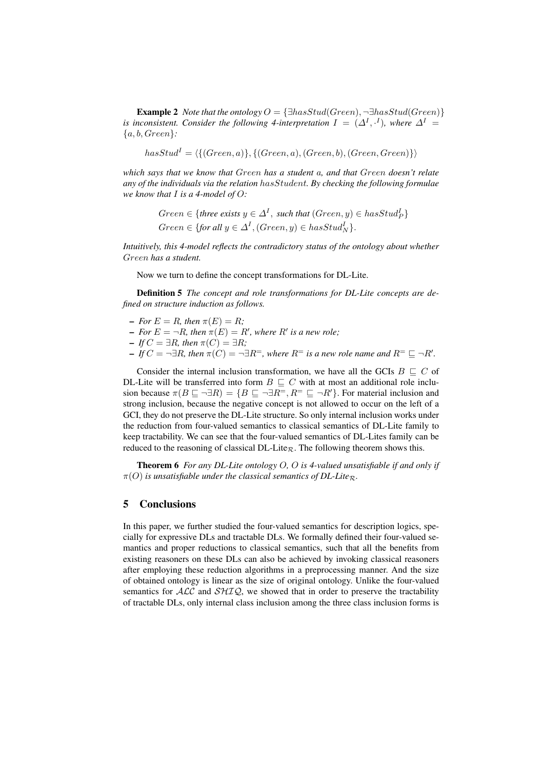**Example 2** *Note that the ontology $O = \{\exists hasStud(Green), \neg\exists hasStud(Green)\}$ is inconsistent. Consider the following 4-interpretation $I = (\Delta^I, \cdot^I)$, where $\Delta^I = \{a, b, Green\}$:*

$$hasStud^I = \langle\{(Green, a)\}, \{(Green, a), (Green, b), (Green, Green)\}\rangle$$

*which says that we know that $Green$ has a student $a$, and that $Green$ doesn't relate any of the individuals via the relation $hasStudent$. By checking the following formulae we know that $I$ is a 4-model of $O$:*

$$Green \in \{\text{three exists } y \in \Delta^I, \text{ such that } (Green, y) \in hasStud^I_P\}$$
$$Green \in \{\text{for all } y \in \Delta^I, (Green, y) \in hasStud^I_N\}.$$

*Intuitively, this 4-model reflects the contradictory status of the ontology about whether $Green$ has a student.*

Now we turn to define the concept transformations for DL-Lite.

**Definition 5** *The concept and role transformations for DL-Lite concepts are defined on structure induction as follows.*

- *For $E = R$, then $\pi(E) = R$;*
- *For $E = \neg R$, then $\pi(E) = R'$, where $R'$ is a new role;*
- *If $C = \exists R$, then $\pi(C) = \exists R$;*
- *If $C = \neg\exists R$, then $\pi(C) = \neg\exists R^{=}$, where $R^{=}$ is a new role name and $R^{=} \sqsubseteq \neg R'$.*

Consider the internal inclusion transformation, we have all the GCIs $B \sqsubseteq C$ of DL-Lite will be transferred into form $B \sqsubseteq C$ with at most an additional role inclusion because $\pi(B \sqsubseteq \neg\exists R) = \{B \sqsubseteq \neg\exists R^{=}, R^{=} \sqsubseteq \neg R'\}$. For material inclusion and strong inclusion, because the negative concept is not allowed to occur on the left of a GCI, they do not preserve the DL-Lite structure. So only internal inclusion works under the reduction from four-valued semantics to classical semantics of DL-Lite family to keep tractability. We can see that the four-valued semantics of DL-Lites family can be reduced to the reasoning of classical DL-Lite$_{\mathcal{R}}$. The following theorem shows this.

**Theorem 6** *For any DL-Lite ontology $O$, $O$ is 4-valued unsatisfiable if and only if $\pi(O)$ is unsatisfiable under the classical semantics of DL-Lite$_{\mathcal{R}}$.*

## 5 Conclusions

In this paper, we further studied the four-valued semantics for description logics, specially for expressive DLs and tractable DLs. We formally defined their four-valued semantics and proper reductions to classical semantics, such that all the benefits from existing reasoners on these DLs can also be achieved by invoking classical reasoners after employing these reduction algorithms in a preprocessing manner. And the size of obtained ontology is linear as the size of original ontology. Unlike the four-valued semantics for $\mathcal{ALC}$ and $\mathcal{SHIQ}$, we showed that in order to preserve the tractability of tractable DLs, only internal class inclusion among the three class inclusion forms is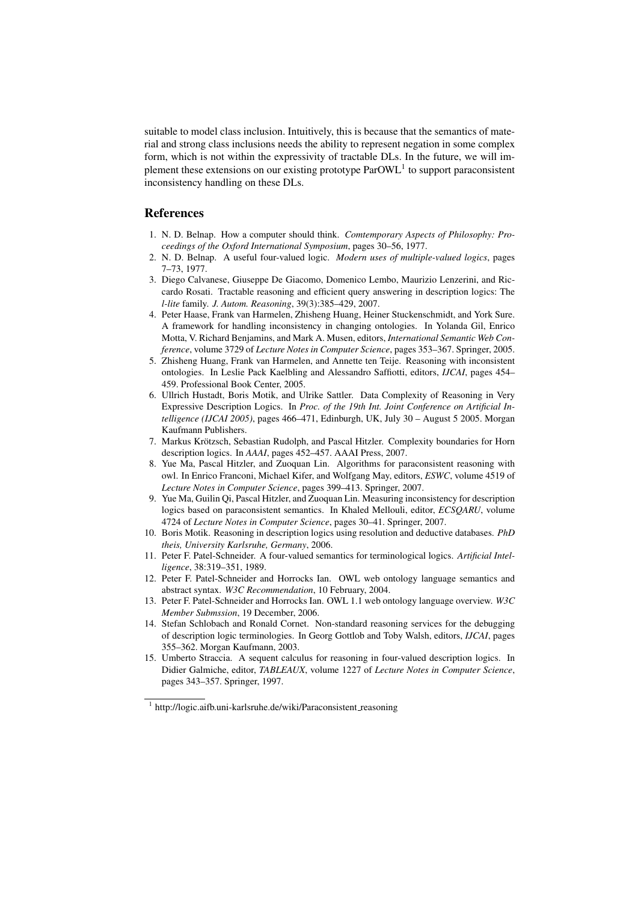suitable to model class inclusion. Intuitively, this is because that the semantics of material and strong class inclusions needs the ability to represent negation in some complex form, which is not within the expressivity of tractable DLs. In the future, we will implement these extensions on our existing prototype ParOWL[1] to support paraconsistent inconsistency handling on these DLs.

## References

1. N. D. Belnap. How a computer should think. *Comtemporary Aspects of Philosophy: Proceedings of the Oxford International Symposium*, pages 30–56, 1977.
2. N. D. Belnap. A useful four-valued logic. *Modern uses of multiple-valued logics*, pages 7–73, 1977.
3. Diego Calvanese, Giuseppe De Giacomo, Domenico Lembo, Maurizio Lenzerini, and Riccardo Rosati. Tractable reasoning and efficient query answering in description logics: The *l-lite* family. *J. Autom. Reasoning*, 39(3):385–429, 2007.
4. Peter Haase, Frank van Harmelen, Zhisheng Huang, Heiner Stuckenschmidt, and York Sure. A framework for handling inconsistency in changing ontologies. In Yolanda Gil, Enrico Motta, V. Richard Benjamins, and Mark A. Musen, editors, *International Semantic Web Conference*, volume 3729 of *Lecture Notes in Computer Science*, pages 353–367. Springer, 2005.
5. Zhisheng Huang, Frank van Harmelen, and Annette ten Teije. Reasoning with inconsistent ontologies. In Leslie Pack Kaelbling and Alessandro Saffiotti, editors, *IJCAI*, pages 454–459. Professional Book Center, 2005.
6. Ullrich Hustadt, Boris Motik, and Ulrike Sattler. Data Complexity of Reasoning in Very Expressive Description Logics. In *Proc. of the 19th Int. Joint Conference on Artificial Intelligence (IJCAI 2005)*, pages 466–471, Edinburgh, UK, July 30 – August 5 2005. Morgan Kaufmann Publishers.
7. Markus Krötzsch, Sebastian Rudolph, and Pascal Hitzler. Complexity boundaries for Horn description logics. In *AAAI*, pages 452–457. AAAI Press, 2007.
8. Yue Ma, Pascal Hitzler, and Zuoquan Lin. Algorithms for paraconsistent reasoning with owl. In Enrico Franconi, Michael Kifer, and Wolfgang May, editors, *ESWC*, volume 4519 of *Lecture Notes in Computer Science*, pages 399–413. Springer, 2007.
9. Yue Ma, Guilin Qi, Pascal Hitzler, and Zuoquan Lin. Measuring inconsistency for description logics based on paraconsistent semantics. In Khaled Mellouli, editor, *ECSQARU*, volume 4724 of *Lecture Notes in Computer Science*, pages 30–41. Springer, 2007.
10. Boris Motik. Reasoning in description logics using resolution and deductive databases. *PhD theis, University Karlsruhe, Germany*, 2006.
11. Peter F. Patel-Schneider. A four-valued semantics for terminological logics. *Artificial Intelligence*, 38:319–351, 1989.
12. Peter F. Patel-Schneider and Horrocks Ian. OWL web ontology language semantics and abstract syntax. *W3C Recommendation*, 10 February, 2004.
13. Peter F. Patel-Schneider and Horrocks Ian. OWL 1.1 web ontology language overview. *W3C Member Submssion*, 19 December, 2006.
14. Stefan Schlobach and Ronald Cornet. Non-standard reasoning services for the debugging of description logic terminologies. In Georg Gottlob and Toby Walsh, editors, *IJCAI*, pages 355–362. Morgan Kaufmann, 2003.
15. Umberto Straccia. A sequent calculus for reasoning in four-valued description logics. In Didier Galmiche, editor, *TABLEAUX*, volume 1227 of *Lecture Notes in Computer Science*, pages 343–357. Springer, 1997.

[1] http://logic.aifb.uni-karlsruhe.de/wiki/Paraconsistent_reasoning